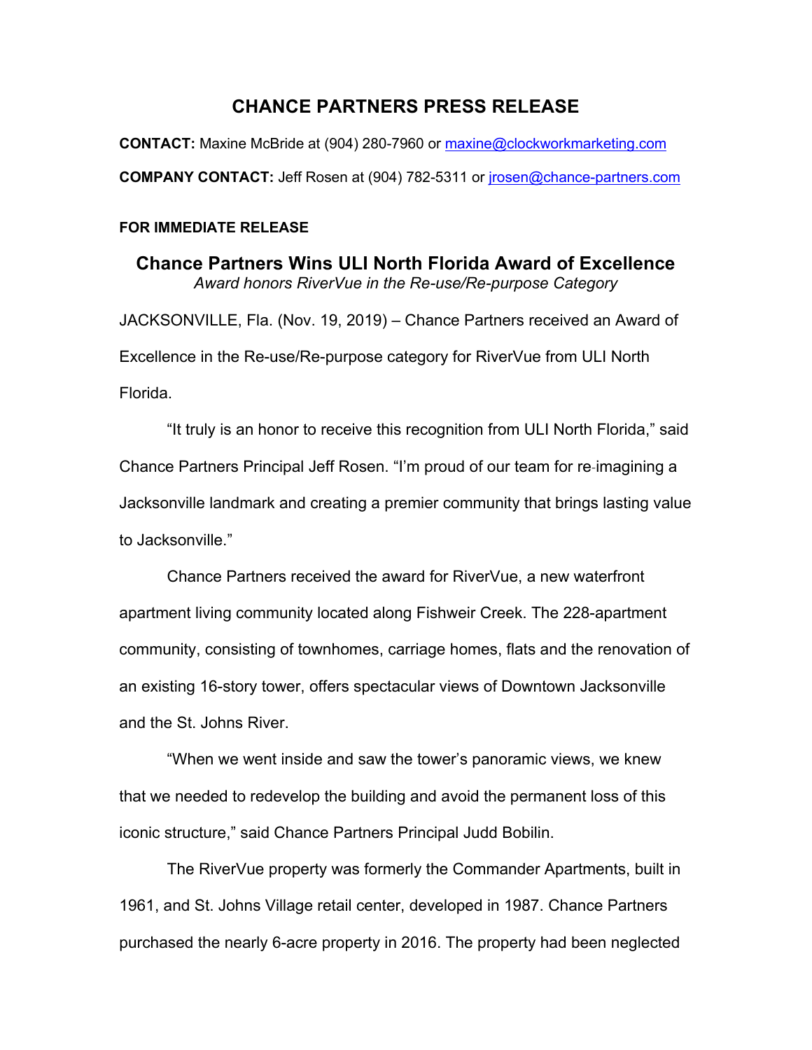# CHANCE PARTNERS PRESS RELEASE

**CONTACT:** Maxine McBride at (904) 280-7960 or maxine@clockworkmarketing.com

**COMPANY CONTACT:** Jeff Rosen at (904) 782-5311 or jrosen@chance-partners.com

**FOR IMMEDIATE RELEASE**

## Chance Partners Wins ULI North Florida Award of Excellence

*Award honors RiverVue in the Re-use/Re-purpose Category*

JACKSONVILLE, Fla. (Nov. 19, 2019) – Chance Partners received an Award of Excellence in the Re-use/Re-purpose category for RiverVue from ULI North Florida.

"It truly is an honor to receive this recognition from ULI North Florida," said Chance Partners Principal Jeff Rosen. "I'm proud of our team for re-imagining a Jacksonville landmark and creating a premier community that brings lasting value to Jacksonville."

Chance Partners received the award for RiverVue, a new waterfront apartment living community located along Fishweir Creek. The 228-apartment community, consisting of townhomes, carriage homes, flats and the renovation of an existing 16-story tower, offers spectacular views of Downtown Jacksonville and the St. Johns River.

"When we went inside and saw the tower's panoramic views, we knew that we needed to redevelop the building and avoid the permanent loss of this iconic structure," said Chance Partners Principal Judd Bobilin.

The RiverVue property was formerly the Commander Apartments, built in 1961, and St. Johns Village retail center, developed in 1987. Chance Partners purchased the nearly 6-acre property in 2016. The property had been neglected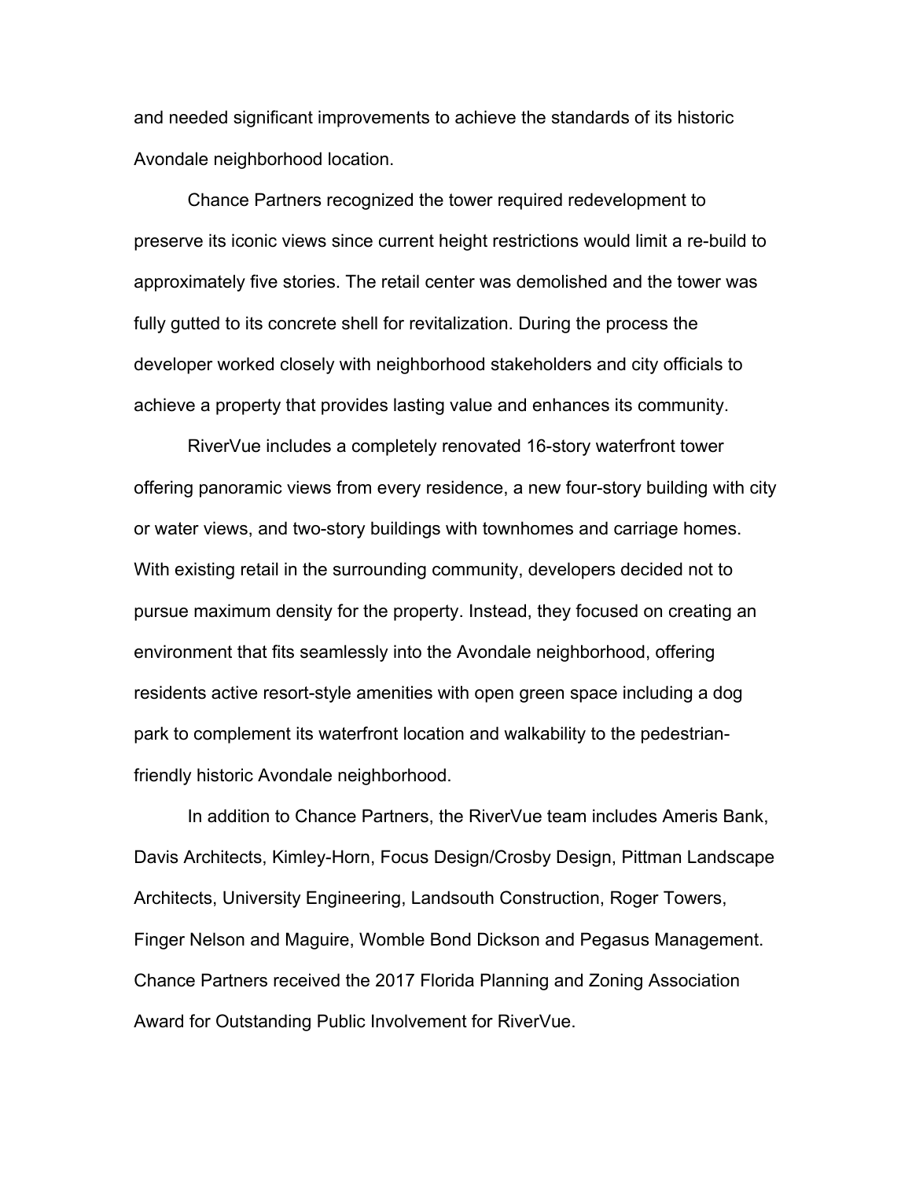and needed significant improvements to achieve the standards of its historic Avondale neighborhood location.

Chance Partners recognized the tower required redevelopment to preserve its iconic views since current height restrictions would limit a re-build to approximately five stories. The retail center was demolished and the tower was fully gutted to its concrete shell for revitalization. During the process the developer worked closely with neighborhood stakeholders and city officials to achieve a property that provides lasting value and enhances its community.

RiverVue includes a completely renovated 16-story waterfront tower offering panoramic views from every residence, a new four-story building with city or water views, and two-story buildings with townhomes and carriage homes. With existing retail in the surrounding community, developers decided not to pursue maximum density for the property. Instead, they focused on creating an environment that fits seamlessly into the Avondale neighborhood, offering residents active resort-style amenities with open green space including a dog park to complement its waterfront location and walkability to the pedestrian-friendly historic Avondale neighborhood.

In addition to Chance Partners, the RiverVue team includes Ameris Bank, Davis Architects, Kimley-Horn, Focus Design/Crosby Design, Pittman Landscape Architects, University Engineering, Landsouth Construction, Roger Towers, Finger Nelson and Maguire, Womble Bond Dickson and Pegasus Management. Chance Partners received the 2017 Florida Planning and Zoning Association Award for Outstanding Public Involvement for RiverVue.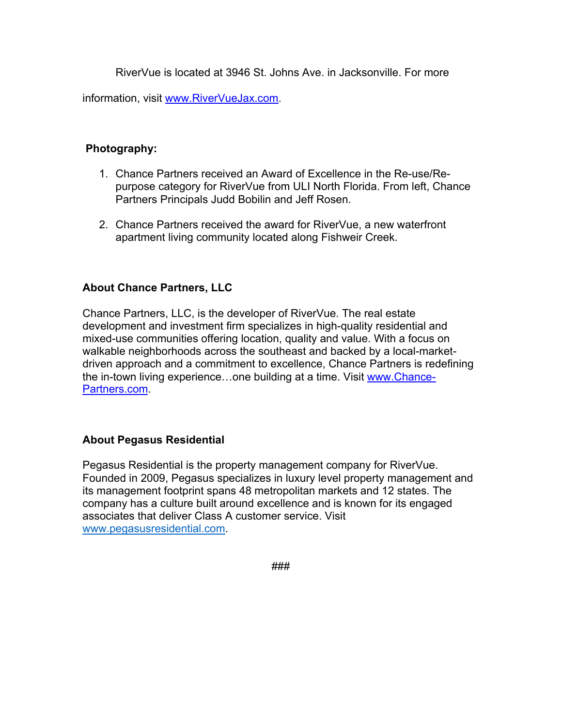RiverVue is located at 3946 St. Johns Ave. in Jacksonville. For more information, visit www.RiverVueJax.com.

**Photography:**

1. Chance Partners received an Award of Excellence in the Re-use/Re-purpose category for RiverVue from ULI North Florida. From left, Chance Partners Principals Judd Bobilin and Jeff Rosen.

2. Chance Partners received the award for RiverVue, a new waterfront apartment living community located along Fishweir Creek.

**About Chance Partners, LLC**

Chance Partners, LLC, is the developer of RiverVue. The real estate development and investment firm specializes in high-quality residential and mixed-use communities offering location, quality and value. With a focus on walkable neighborhoods across the southeast and backed by a local-market-driven approach and a commitment to excellence, Chance Partners is redefining the in-town living experience…one building at a time. Visit www.Chance-Partners.com.

**About Pegasus Residential**

Pegasus Residential is the property management company for RiverVue. Founded in 2009, Pegasus specializes in luxury level property management and its management footprint spans 48 metropolitan markets and 12 states. The company has a culture built around excellence and is known for its engaged associates that deliver Class A customer service. Visit www.pegasusresidential.com.

###